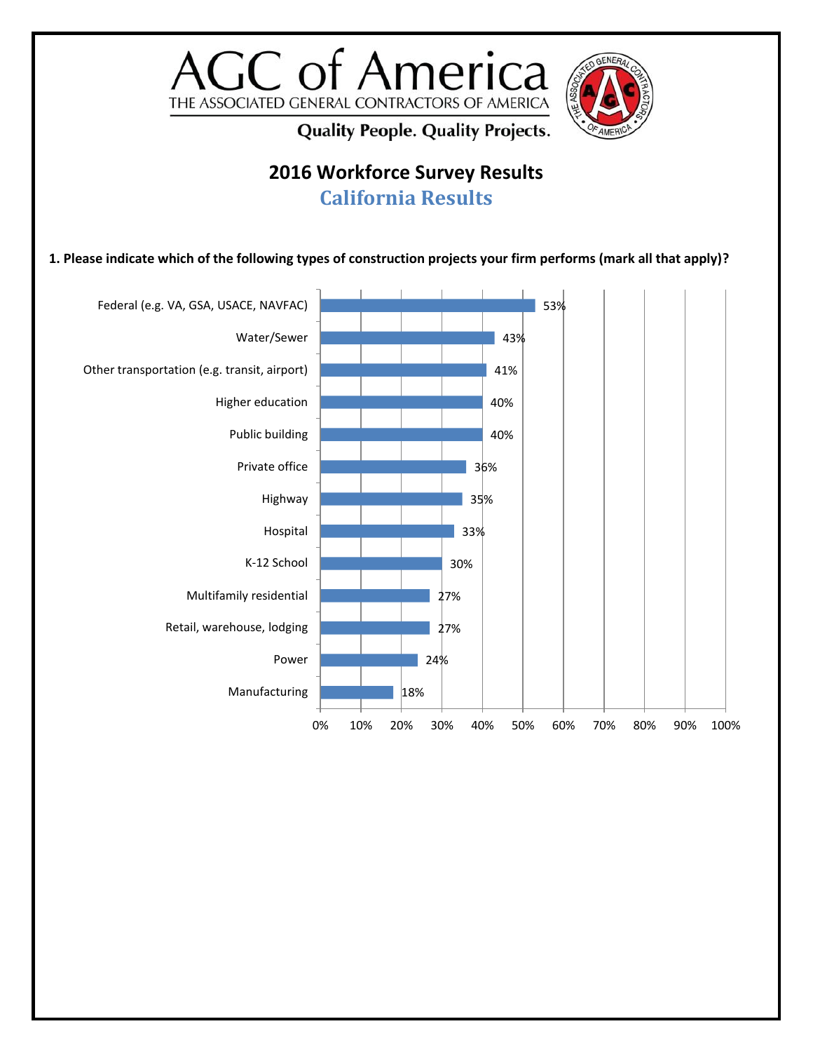AGC of America

THE ASSOCIATED GENERAL CONTRACTORS OF AMERICA

Quality People. Quality Projects.

# 2016 Workforce Survey Results

## California Results

**1. Please indicate which of the following types of construction projects your firm performs (mark all that apply)?**

Federal (e.g. VA, GSA, USACE, NAVFAC) 53%
Water/Sewer 43%
Other transportation (e.g. transit, airport) 41%
Higher education 40%
Public building 40%
Private office 36%
Highway 35%
Hospital 33%
K-12 School 30%
Multifamily residential 27%
Retail, warehouse, lodging 27%
Power 24%
Manufacturing 18%

0% 10% 20% 30% 40% 50% 60% 70% 80% 90% 100%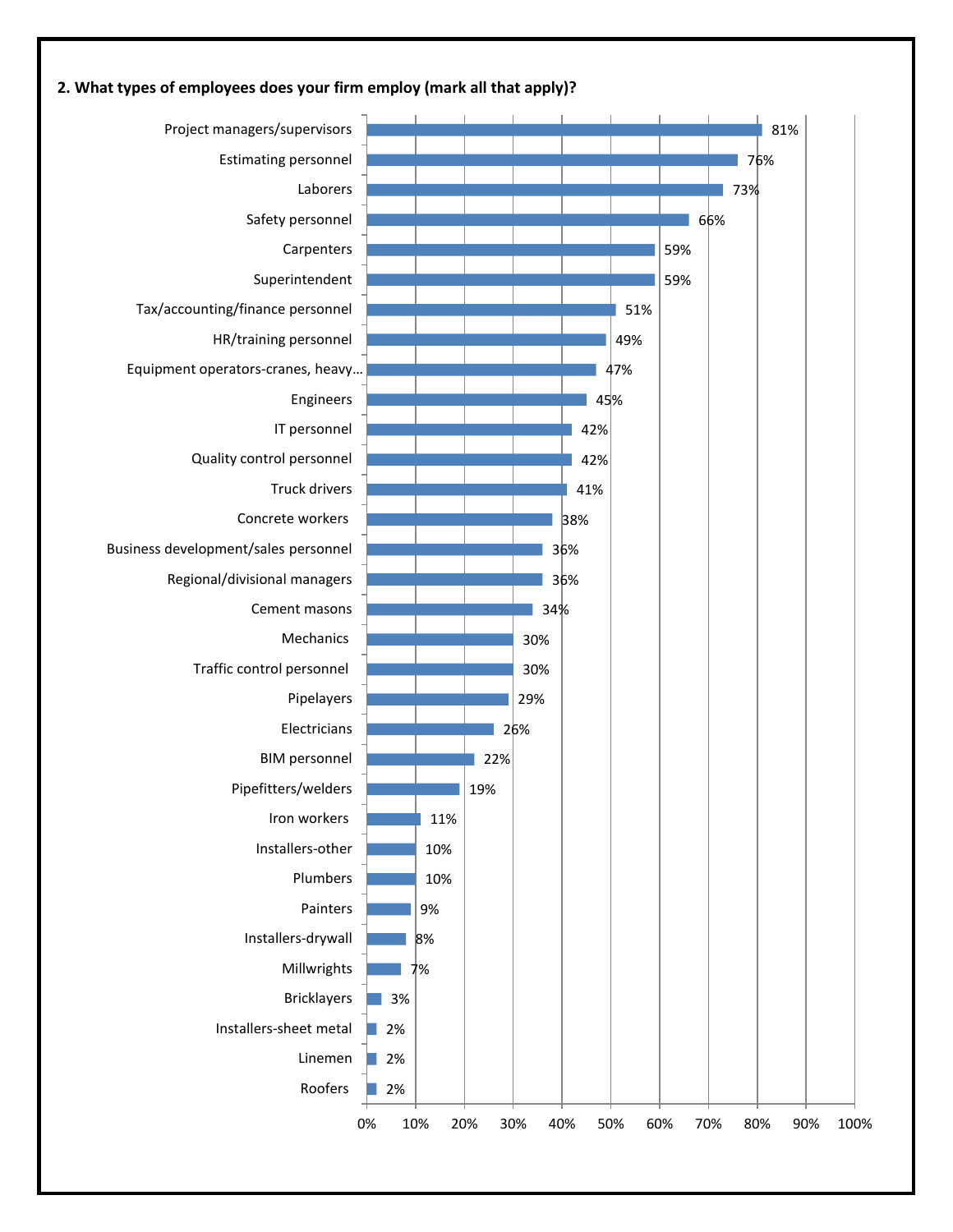**2. What types of employees does your firm employ (mark all that apply)?**

Project managers/supervisors 81%
Estimating personnel 76%
Laborers 73%
Safety personnel 66%
Carpenters 59%
Superintendent 59%
Tax/accounting/finance personnel 51%
HR/training personnel 49%
Equipment operators-cranes, heavy… 47%
Engineers 45%
IT personnel 42%
Quality control personnel 42%
Truck drivers 41%
Concrete workers 38%
Business development/sales personnel 36%
Regional/divisional managers 36%
Cement masons 34%
Mechanics 30%
Traffic control personnel 30%
Pipelayers 29%
Electricians 26%
BIM personnel 22%
Pipefitters/welders 19%
Iron workers 11%
Installers-other 10%
Plumbers 10%
Painters 9%
Installers-drywall 8%
Millwrights 7%
Bricklayers 3%
Installers-sheet metal 2%
Linemen 2%
Roofers 2%

0% 10% 20% 30% 40% 50% 60% 70% 80% 90% 100%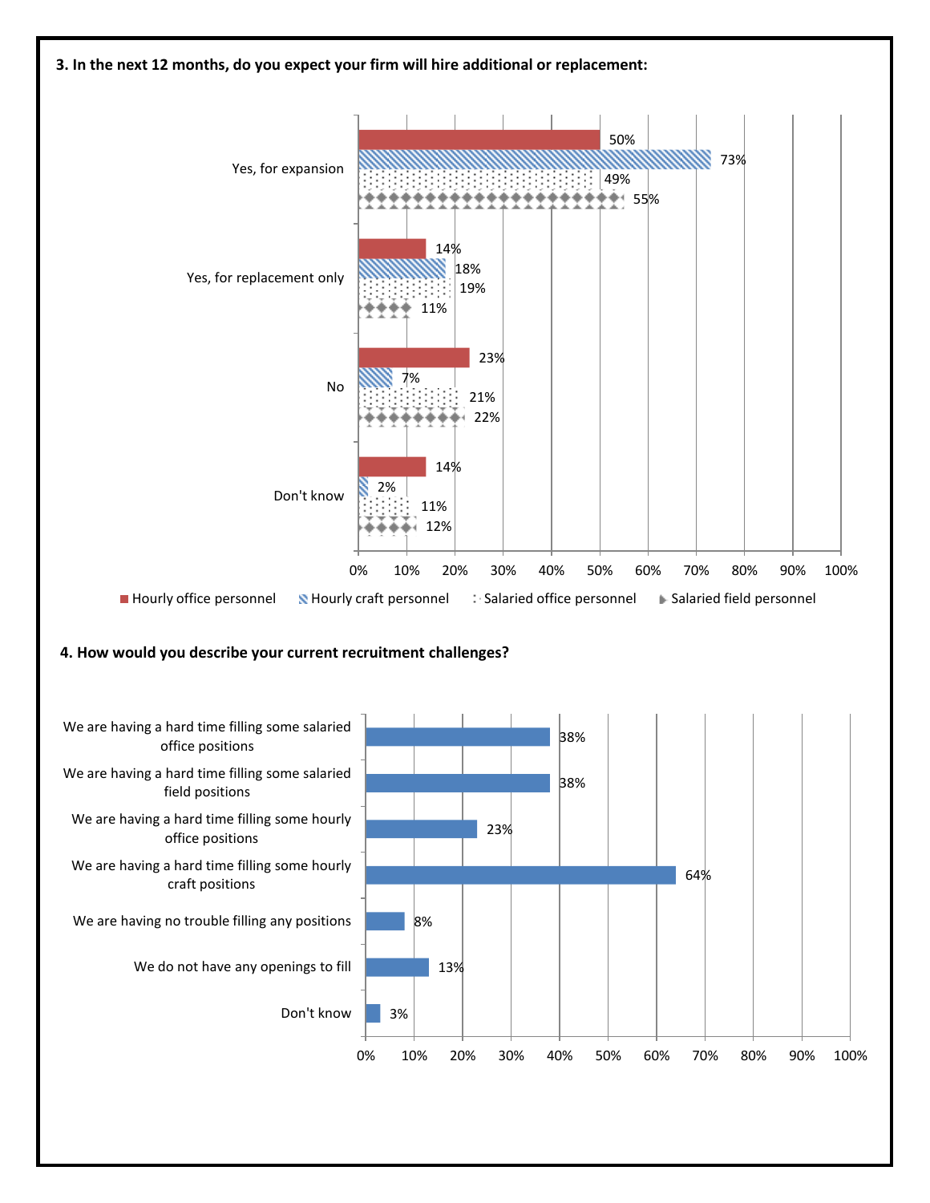**3. In the next 12 months, do you expect your firm will hire additional or replacement:**

Yes, for expansion
50%
73%
49%
55%

Yes, for replacement only
14%
18%
19%
11%

No
23%
7%
21%
22%

Don't know
14%
2%
11%
12%

0% 10% 20% 30% 40% 50% 60% 70% 80% 90% 100%

Hourly office personnel
Hourly craft personnel
Salaried office personnel
Salaried field personnel

**4. How would you describe your current recruitment challenges?**

We are having a hard time filling some salaried office positions 38%

We are having a hard time filling some salaried field positions 38%

We are having a hard time filling some hourly office positions 23%

We are having a hard time filling some hourly craft positions 64%

We are having no trouble filling any positions 8%

We do not have any openings to fill 13%

Don't know 3%

0% 10% 20% 30% 40% 50% 60% 70% 80% 90% 100%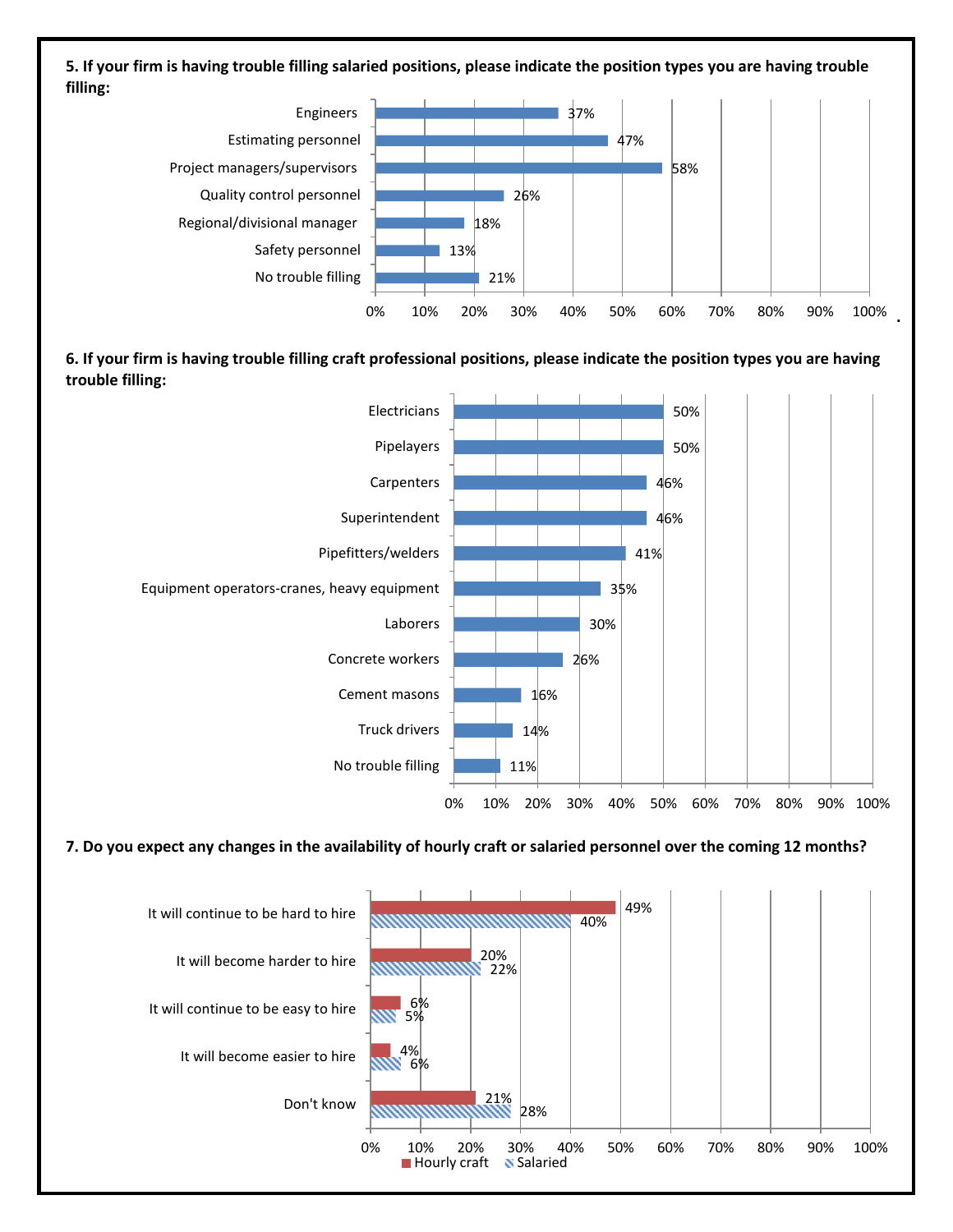**5. If your firm is having trouble filling salaried positions, please indicate the position types you are having trouble filling:**

Engineers 37%
Estimating personnel 47%
Project managers/supervisors 58%
Quality control personnel 26%
Regional/divisional manager 18%
Safety personnel 13%
No trouble filling 21%

0% 10% 20% 30% 40% 50% 60% 70% 80% 90% 100%

**6. If your firm is having trouble filling craft professional positions, please indicate the position types you are having trouble filling:**

Electricians 50%
Pipelayers 50%
Carpenters 46%
Superintendent 46%
Pipefitters/welders 41%
Equipment operators-cranes, heavy equipment 35%
Laborers 30%
Concrete workers 26%
Cement masons 16%
Truck drivers 14%
No trouble filling 11%

0% 10% 20% 30% 40% 50% 60% 70% 80% 90% 100%

**7. Do you expect any changes in the availability of hourly craft or salaried personnel over the coming 12 months?**

It will continue to be hard to hire 49% 40%
It will become harder to hire 20% 22%
It will continue to be easy to hire 6% 5%
It will become easier to hire 4% 6%
Don't know 21% 28%

0% 10% 20% 30% 40% 50% 60% 70% 80% 90% 100%

Hourly craft Salaried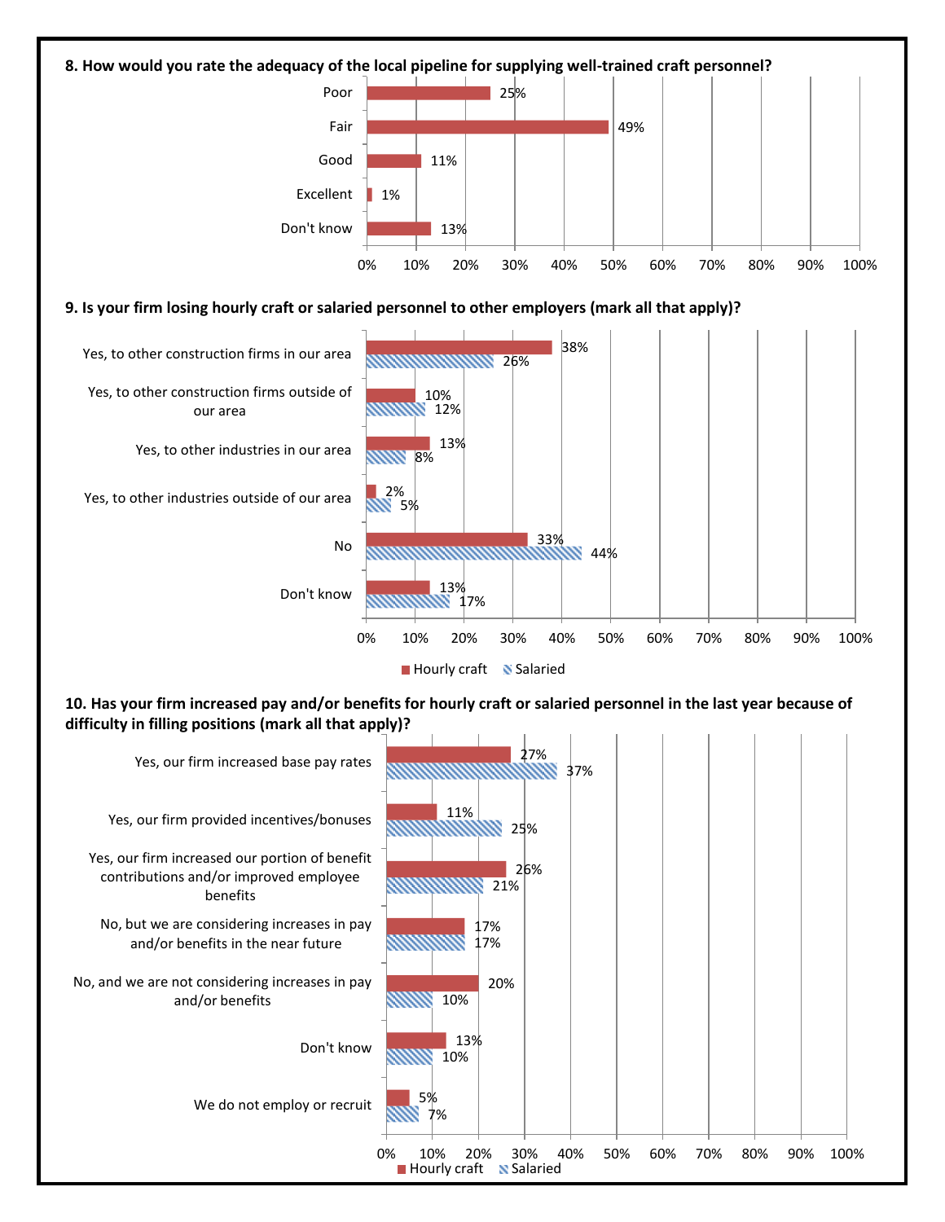**8. How would you rate the adequacy of the local pipeline for supplying well-trained craft personnel?**

Poor 25%
Fair 49%
Good 11%
Excellent 1%
Don't know 13%

0% 10% 20% 30% 40% 50% 60% 70% 80% 90% 100%

**9. Is your firm losing hourly craft or salaried personnel to other employers (mark all that apply)?**

Yes, to other construction firms in our area 38% 26%
Yes, to other construction firms outside of our area 10% 12%
Yes, to other industries in our area 13% 8%
Yes, to other industries outside of our area 2% 5%
No 33% 44%
Don't know 13% 17%

0% 10% 20% 30% 40% 50% 60% 70% 80% 90% 100%

Hourly craft Salaried

**10. Has your firm increased pay and/or benefits for hourly craft or salaried personnel in the last year because of difficulty in filling positions (mark all that apply)?**

Yes, our firm increased base pay rates 27% 37%
Yes, our firm provided incentives/bonuses 11% 25%
Yes, our firm increased our portion of benefit contributions and/or improved employee benefits 26% 21%
No, but we are considering increases in pay and/or benefits in the near future 17% 17%
No, and we are not considering increases in pay and/or benefits 20% 10%
Don't know 13% 10%
We do not employ or recruit 5% 7%

0% 10% 20% 30% 40% 50% 60% 70% 80% 90% 100%

Hourly craft Salaried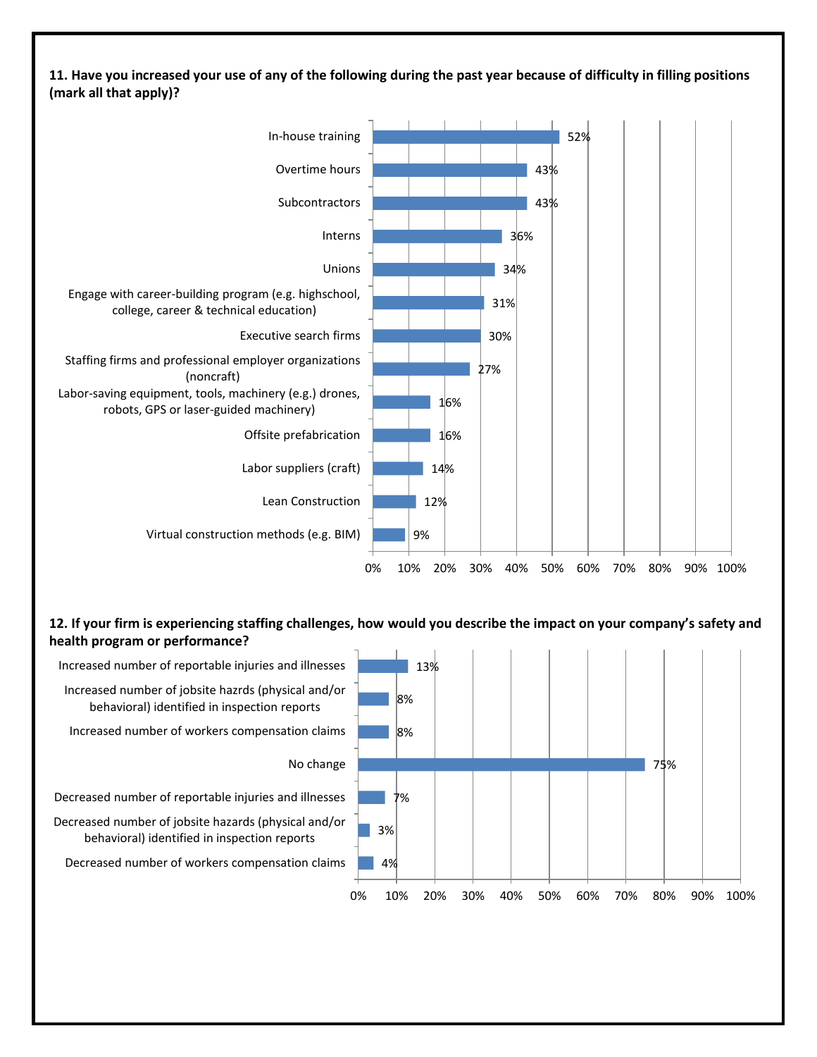**11. Have you increased your use of any of the following during the past year because of difficulty in filling positions (mark all that apply)?**

In-house training 52%
Overtime hours 43%
Subcontractors 43%
Interns 36%
Unions 34%
Engage with career-building program (e.g. highschool, college, career & technical education) 31%
Executive search firms 30%
Staffing firms and professional employer organizations (noncraft) 27%
Labor-saving equipment, tools, machinery (e.g.) drones, robots, GPS or laser-guided machinery) 16%
Offsite prefabrication 16%
Labor suppliers (craft) 14%
Lean Construction 12%
Virtual construction methods (e.g. BIM) 9%

0% 10% 20% 30% 40% 50% 60% 70% 80% 90% 100%

**12. If your firm is experiencing staffing challenges, how would you describe the impact on your company's safety and health program or performance?**

Increased number of reportable injuries and illnesses 13%
Increased number of jobsite hazrds (physical and/or behavioral) identified in inspection reports 8%
Increased number of workers compensation claims 8%
No change 75%
Decreased number of reportable injuries and illnesses 7%
Decreased number of jobsite hazrds (physical and/or behavioral) identified in inspection reports 3%
Decreased number of workers compensation claims 4%

0% 10% 20% 30% 40% 50% 60% 70% 80% 90% 100%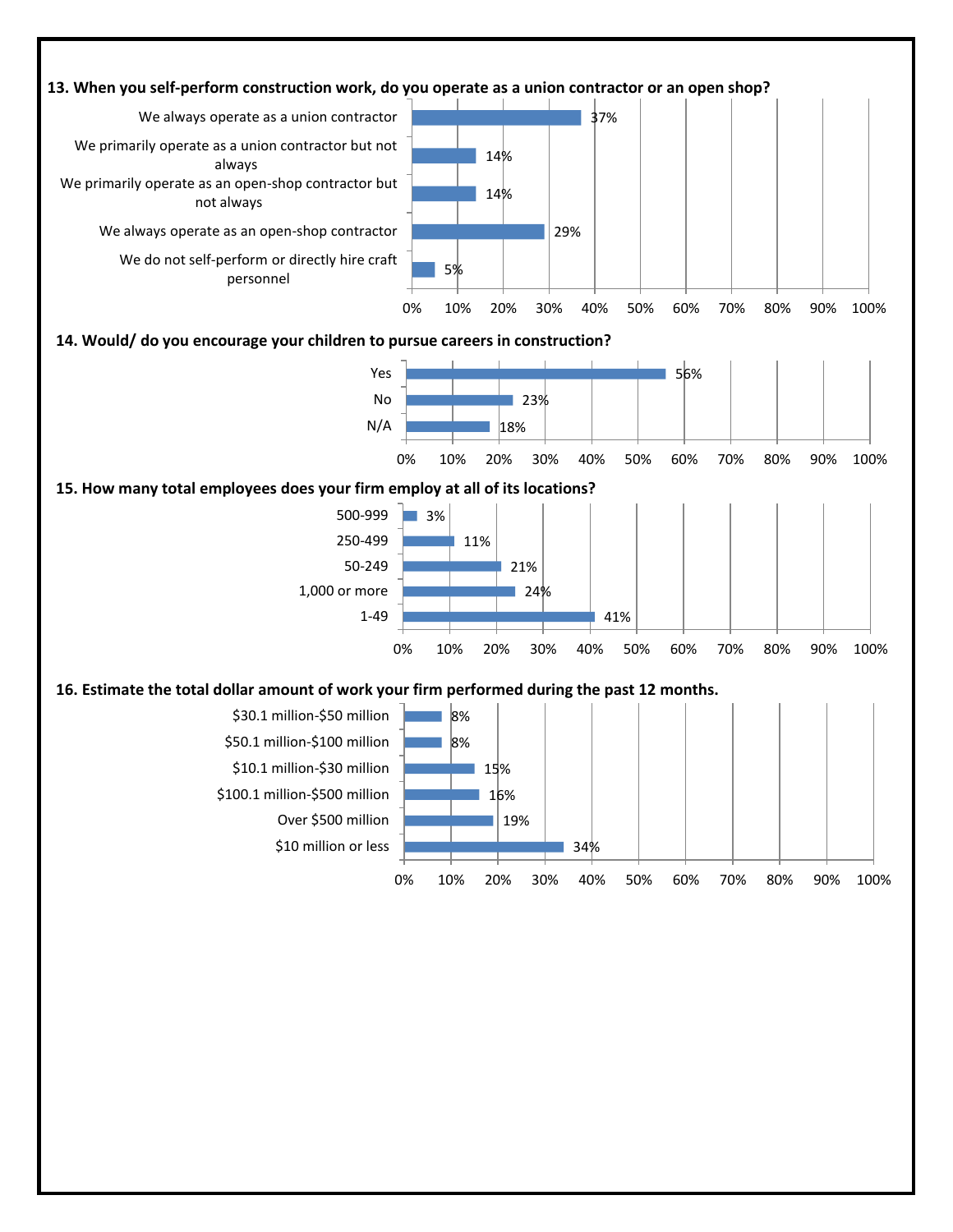**13. When you self-perform construction work, do you operate as a union contractor or an open shop?**

We always operate as a union contractor 37%

We primarily operate as a union contractor but not always 14%

We primarily operate as an open-shop contractor but not always 14%

We always operate as an open-shop contractor 29%

We do not self-perform or directly hire craft personnel 5%

0% 10% 20% 30% 40% 50% 60% 70% 80% 90% 100%

**14. Would/ do you encourage your children to pursue careers in construction?**

Yes 56%

No 23%

N/A 18%

0% 10% 20% 30% 40% 50% 60% 70% 80% 90% 100%

**15. How many total employees does your firm employ at all of its locations?**

500-999 3%

250-499 11%

50-249 21%

1,000 or more 24%

1-49 41%

0% 10% 20% 30% 40% 50% 60% 70% 80% 90% 100%

**16. Estimate the total dollar amount of work your firm performed during the past 12 months.**

$30.1 million-$50 million 8%

$50.1 million-$100 million 8%

$10.1 million-$30 million 15%

$100.1 million-$500 million 16%

Over $500 million 19%

$10 million or less 34%

0% 10% 20% 30% 40% 50% 60% 70% 80% 90% 100%